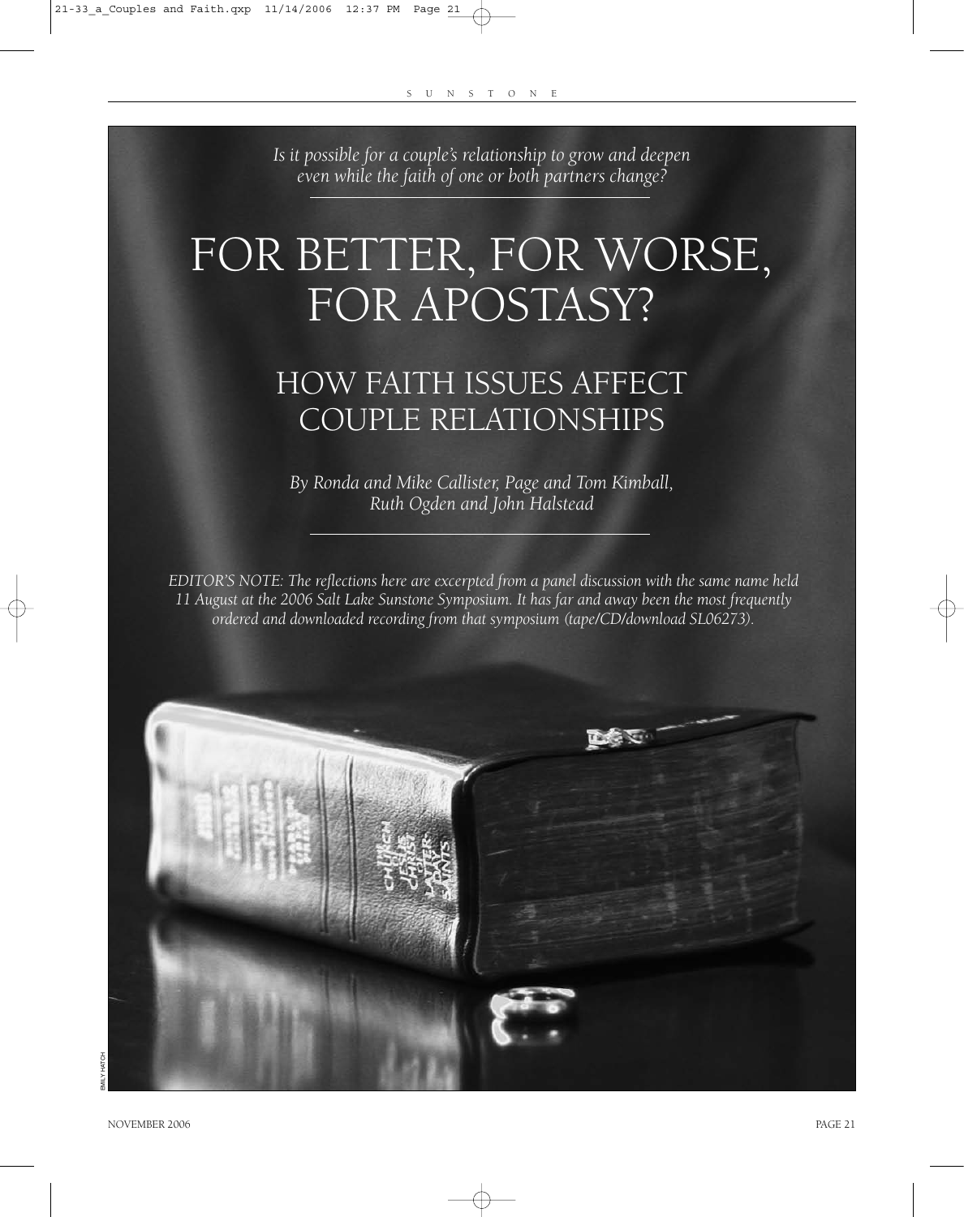*Is it possible for a couple's relationship to grow and deepen even while the faith of one or both partners change?*

# FOR BETTER, FOR WORSE, FOR APOSTASY?

## HOW FAITH ISSUES AFFECT COUPLE RELATIONSHIPS

*By Ronda and Mike Callister, Page and Tom Kimball, Ruth Ogden and John Halstead*

*EDITOR'S NOTE: The reflections here are excerpted from a panel discussion with the same name held 11 August at the 2006 Salt Lake Sunstone Symposium. It has far and away been the most frequently ordered and downloaded recording from that symposium (tape/CD/download SL06273).*

EMILY HATCH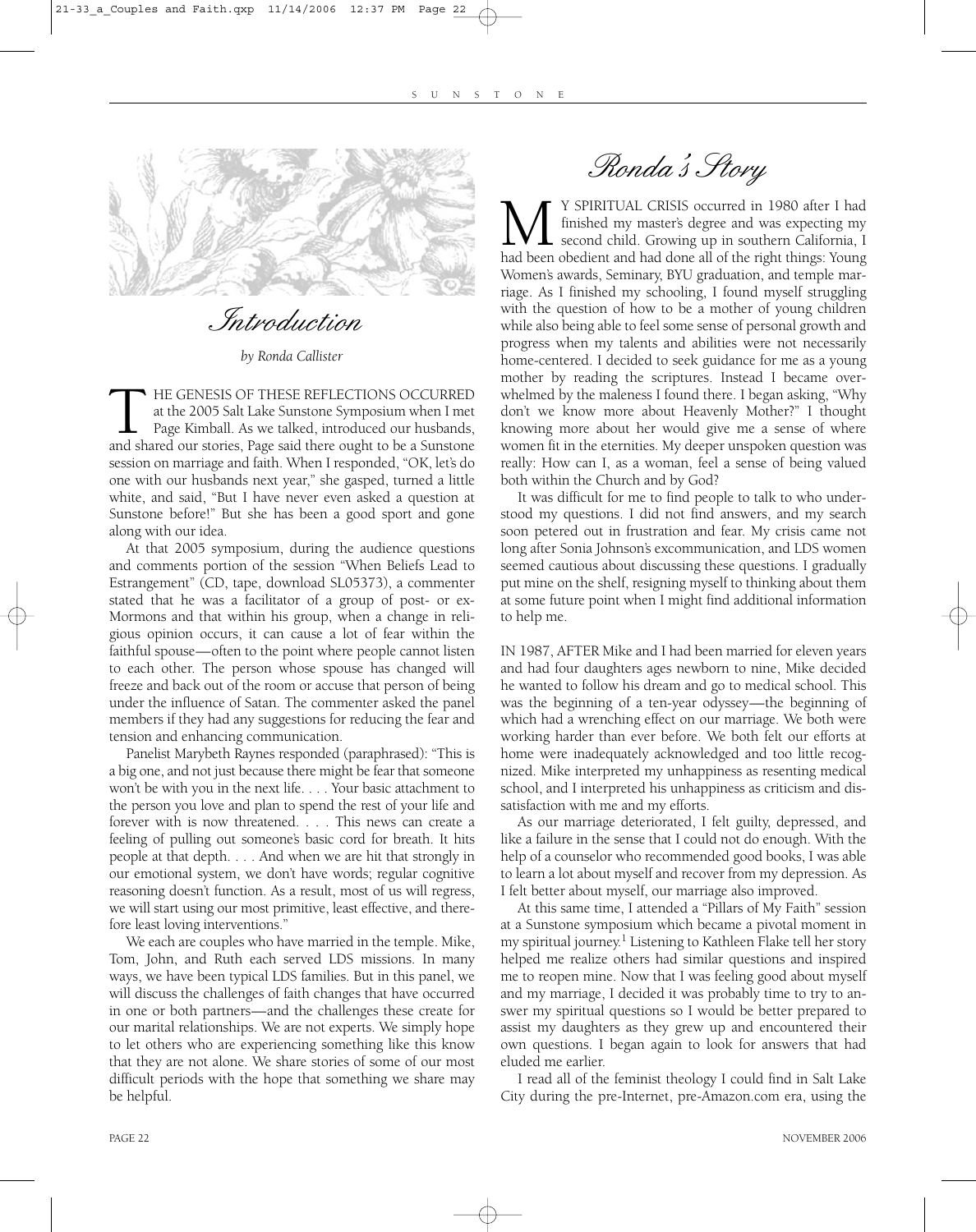## Introduction

*by Ronda Callister*

THE GENESIS OF THESE REFLECTIONS OCCURRED at the 2005 Salt Lake Sunstone Symposium when I met Page Kimball. As we talked, introduced our husbands, and shared our stories, Page said there ought to be a Sunstone session on marriage and faith. When I responded, "OK, let's do one with our husbands next year," she gasped, turned a little white, and said, "But I have never even asked a question at Sunstone before!" But she has been a good sport and gone along with our idea.

At that 2005 symposium, during the audience questions and comments portion of the session "When Beliefs Lead to Estrangement" (CD, tape, download SL05373), a commenter stated that he was a facilitator of a group of post- or ex-Mormons and that within his group, when a change in religious opinion occurs, it can cause a lot of fear within the faithful spouse—often to the point where people cannot listen to each other. The person whose spouse has changed will freeze and back out of the room or accuse that person of being under the influence of Satan. The commenter asked the panel members if they had any suggestions for reducing the fear and tension and enhancing communication.

Panelist Marybeth Raynes responded (paraphrased): "This is a big one, and not just because there might be fear that someone won't be with you in the next life. . . . Your basic attachment to the person you love and plan to spend the rest of your life and forever with is now threatened. . . . This news can create a feeling of pulling out someone's basic cord for breath. It hits people at that depth. . . . And when we are hit that strongly in our emotional system, we don't have words; regular cognitive reasoning doesn't function. As a result, most of us will regress, we will start using our most primitive, least effective, and therefore least loving interventions."

We each are couples who have married in the temple. Mike, Tom, John, and Ruth each served LDS missions. In many ways, we have been typical LDS families. But in this panel, we will discuss the challenges of faith changes that have occurred in one or both partners—and the challenges these create for our marital relationships. We are not experts. We simply hope to let others who are experiencing something like this know that they are not alone. We share stories of some of our most difficult periods with the hope that something we share may be helpful.

## Ronda's Story

MY SPIRITUAL CRISIS occurred in 1980 after I had finished my master's degree and was expecting my second child. Growing up in southern California, I had been obedient and had done all of the right things: Young Women's awards, Seminary, BYU graduation, and temple marriage. As I finished my schooling, I found myself struggling with the question of how to be a mother of young children while also being able to feel some sense of personal growth and progress when my talents and abilities were not necessarily home-centered. I decided to seek guidance for me as a young mother by reading the scriptures. Instead I became overwhelmed by the maleness I found there. I began asking, "Why don't we know more about Heavenly Mother?" I thought knowing more about her would give me a sense of where women fit in the eternities. My deeper unspoken question was really: How can I, as a woman, feel a sense of being valued both within the Church and by God?

It was difficult for me to find people to talk to who understood my questions. I did not find answers, and my search soon petered out in frustration and fear. My crisis came not long after Sonia Johnson's excommunication, and LDS women seemed cautious about discussing these questions. I gradually put mine on the shelf, resigning myself to thinking about them at some future point when I might find additional information to help me.

IN 1987, AFTER Mike and I had been married for eleven years and had four daughters ages newborn to nine, Mike decided he wanted to follow his dream and go to medical school. This was the beginning of a ten-year odyssey—the beginning of which had a wrenching effect on our marriage. We both were working harder than ever before. We both felt our efforts at home were inadequately acknowledged and too little recognized. Mike interpreted my unhappiness as resenting medical school, and I interpreted his unhappiness as criticism and dissatisfaction with me and my efforts.

As our marriage deteriorated, I felt guilty, depressed, and like a failure in the sense that I could not do enough. With the help of a counselor who recommended good books, I was able to learn a lot about myself and recover from my depression. As I felt better about myself, our marriage also improved.

At this same time, I attended a "Pillars of My Faith" session at a Sunstone symposium which became a pivotal moment in my spiritual journey.[1] Listening to Kathleen Flake tell her story helped me realize others had similar questions and inspired me to reopen mine. Now that I was feeling good about myself and my marriage, I decided it was probably time to try to answer my spiritual questions so I would be better prepared to assist my daughters as they grew up and encountered their own questions. I began again to look for answers that had eluded me earlier.

I read all of the feminist theology I could find in Salt Lake City during the pre-Internet, pre-Amazon.com era, using the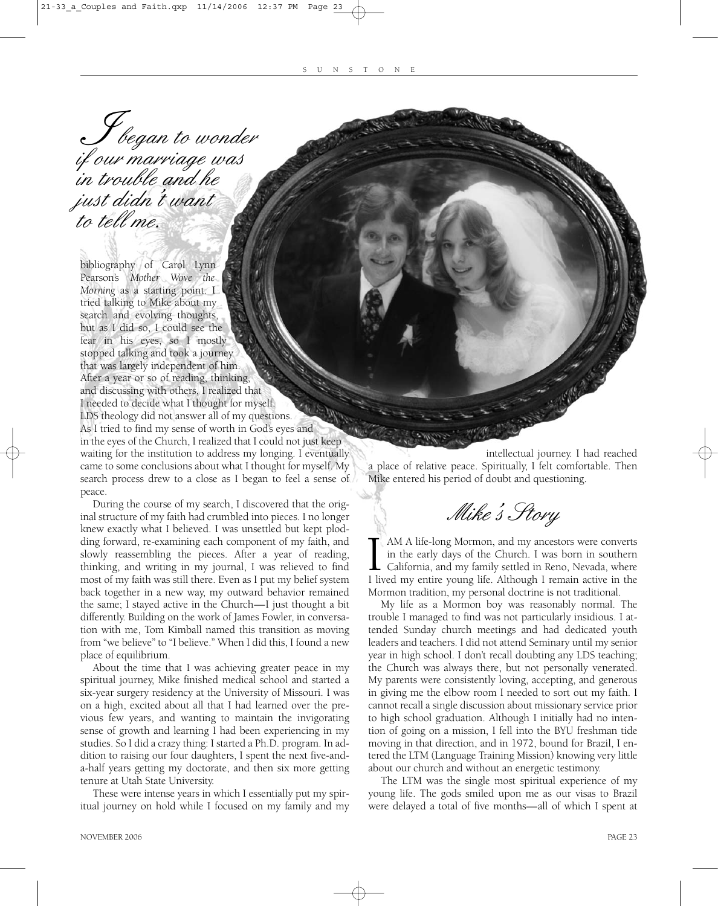*I began to wonder if our marriage was in trouble and he just didn't want to tell me.*

bibliography of Carol Lynn Pearson's *Mother Wove the Morning* as a starting point. I tried talking to Mike about my search and evolving thoughts, but as I did so, I could see the fear in his eyes, so I mostly stopped talking and took a journey that was largely independent of him. After a year or so of reading, thinking, and discussing with others, I realized that I needed to decide what I thought for myself. LDS theology did not answer all of my questions. As I tried to find my sense of worth in God's eyes and in the eyes of the Church, I realized that I could not just keep waiting for the institution to address my longing. I eventually came to some conclusions about what I thought for myself. My search process drew to a close as I began to feel a sense of peace.

During the course of my search, I discovered that the original structure of my faith had crumbled into pieces. I no longer knew exactly what I believed. I was unsettled but kept plodding forward, re-examining each component of my faith, and slowly reassembling the pieces. After a year of reading, thinking, and writing in my journal, I was relieved to find most of my faith was still there. Even as I put my belief system back together in a new way, my outward behavior remained the same; I stayed active in the Church—I just thought a bit differently. Building on the work of James Fowler, in conversation with me, Tom Kimball named this transition as moving from "we believe" to "I believe." When I did this, I found a new place of equilibrium.

About the time that I was achieving greater peace in my spiritual journey, Mike finished medical school and started a six-year surgery residency at the University of Missouri. I was on a high, excited about all that I had learned over the previous few years, and wanting to maintain the invigorating sense of growth and learning I had been experiencing in my studies. So I did a crazy thing: I started a Ph.D. program. In addition to raising our four daughters, I spent the next five-and-a-half years getting my doctorate, and then six more getting tenure at Utah State University.

These were intense years in which I essentially put my spiritual journey on hold while I focused on my family and my intellectual journey. I had reached a place of relative peace. Spiritually, I felt comfortable. Then Mike entered his period of doubt and questioning.

## *Mike's Story*

I AM A life-long Mormon, and my ancestors were converts in the early days of the Church. I was born in southern California, and my family settled in Reno, Nevada, where I lived my entire young life. Although I remain active in the Mormon tradition, my personal doctrine is not traditional.

My life as a Mormon boy was reasonably normal. The trouble I managed to find was not particularly insidious. I attended Sunday church meetings and had dedicated youth leaders and teachers. I did not attend Seminary until my senior year in high school. I don't recall doubting any LDS teaching; the Church was always there, but not personally venerated. My parents were consistently loving, accepting, and generous in giving me the elbow room I needed to sort out my faith. I cannot recall a single discussion about missionary service prior to high school graduation. Although I initially had no intention of going on a mission, I fell into the BYU freshman tide moving in that direction, and in 1972, bound for Brazil, I entered the LTM (Language Training Mission) knowing very little about our church and without an energetic testimony.

The LTM was the single most spiritual experience of my young life. The gods smiled upon me as our visas to Brazil were delayed a total of five months—all of which I spent at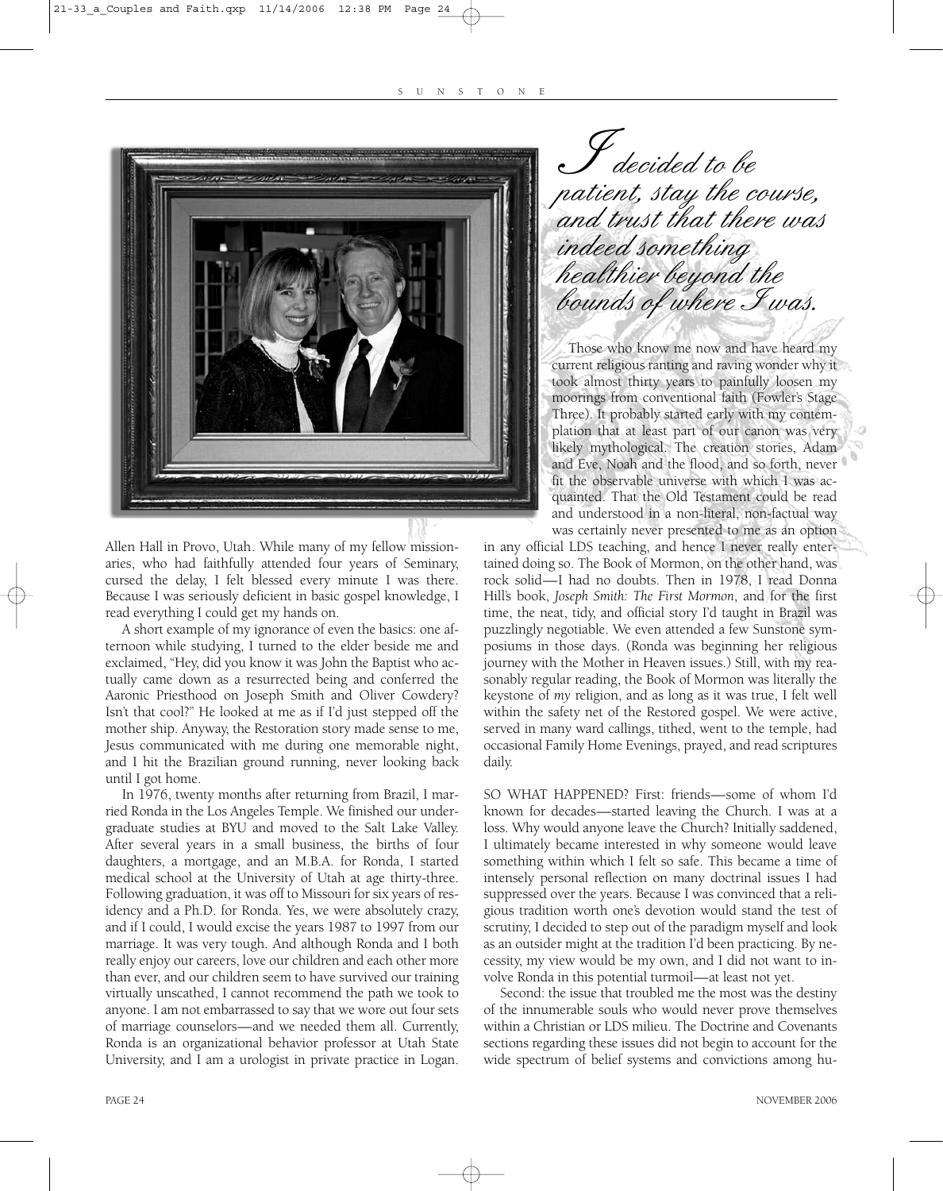*I decided to be patient, stay the course, and trust that there was indeed something healthier beyond the bounds of where I was.*

Allen Hall in Provo, Utah. While many of my fellow missionaries, who had faithfully attended four years of Seminary, cursed the delay, I felt blessed every minute I was there. Because I was seriously deficient in basic gospel knowledge, I read everything I could get my hands on.

A short example of my ignorance of even the basics: one afternoon while studying, I turned to the elder beside me and exclaimed, "Hey, did you know it was John the Baptist who actually came down as a resurrected being and conferred the Aaronic Priesthood on Joseph Smith and Oliver Cowdery? Isn't that cool?" He looked at me as if I'd just stepped off the mother ship. Anyway, the Restoration story made sense to me, Jesus communicated with me during one memorable night, and I hit the Brazilian ground running, never looking back until I got home.

In 1976, twenty months after returning from Brazil, I married Ronda in the Los Angeles Temple. We finished our undergraduate studies at BYU and moved to the Salt Lake Valley. After several years in a small business, the births of four daughters, a mortgage, and an M.B.A. for Ronda, I started medical school at the University of Utah at age thirty-three. Following graduation, it was off to Missouri for six years of residency and a Ph.D. for Ronda. Yes, we were absolutely crazy, and if I could, I would excise the years 1987 to 1997 from our marriage. It was very tough. And although Ronda and I both really enjoy our careers, love our children and each other more than ever, and our children seem to have survived our training virtually unscathed, I cannot recommend the path we took to anyone. I am not embarrassed to say that we wore out four sets of marriage counselors—and we needed them all. Currently, Ronda is an organizational behavior professor at Utah State University, and I am a urologist in private practice in Logan.

Those who know me now and have heard my current religious ranting and raving wonder why it took almost thirty years to painfully loosen my moorings from conventional faith (Fowler's Stage Three). It probably started early with my contemplation that at least part of our canon was very likely mythological. The creation stories, Adam and Eve, Noah and the flood, and so forth, never fit the observable universe with which I was acquainted. That the Old Testament could be read and understood in a non-literal, non-factual way was certainly never presented to me as an option in any official LDS teaching, and hence I never really entertained doing so. The Book of Mormon, on the other hand, was rock solid—I had no doubts. Then in 1978, I read Donna Hill's book, *Joseph Smith: The First Mormon*, and for the first time, the neat, tidy, and official story I'd taught in Brazil was puzzlingly negotiable. We even attended a few Sunstone symposiums in those days. (Ronda was beginning her religious journey with the Mother in Heaven issues.) Still, with my reasonably regular reading, the Book of Mormon was literally the keystone of *my* religion, and as long as it was true, I felt well within the safety net of the Restored gospel. We were active, served in many ward callings, tithed, went to the temple, had occasional Family Home Evenings, prayed, and read scriptures daily.

SO WHAT HAPPENED? First: friends—some of whom I'd known for decades—started leaving the Church. I was at a loss. Why would anyone leave the Church? Initially saddened, I ultimately became interested in why someone would leave something within which I felt so safe. This became a time of intensely personal reflection on many doctrinal issues I had suppressed over the years. Because I was convinced that a religious tradition worth one's devotion would stand the test of scrutiny, I decided to step out of the paradigm myself and look as an outsider might at the tradition I'd been practicing. By necessity, my view would be my own, and I did not want to involve Ronda in this potential turmoil—at least not yet.

Second: the issue that troubled me the most was the destiny of the innumerable souls who would never prove themselves within a Christian or LDS milieu. The Doctrine and Covenants sections regarding these issues did not begin to account for the wide spectrum of belief systems and convictions among hu-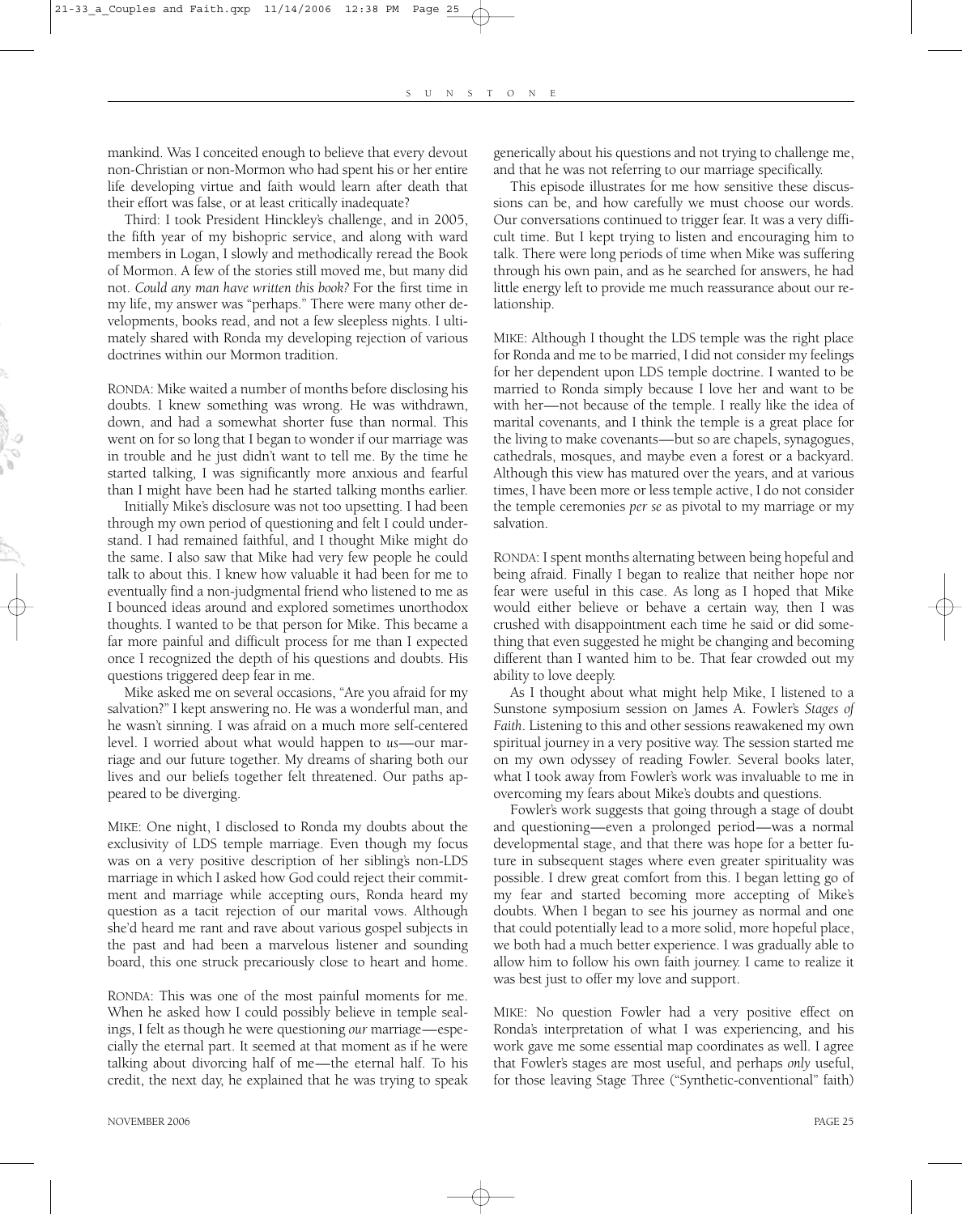mankind. Was I conceited enough to believe that every devout non-Christian or non-Mormon who had spent his or her entire life developing virtue and faith would learn after death that their effort was false, or at least critically inadequate?

Third: I took President Hinckley's challenge, and in 2005, the fifth year of my bishopric service, and along with ward members in Logan, I slowly and methodically reread the Book of Mormon. A few of the stories still moved me, but many did not. *Could any man have written this book?* For the first time in my life, my answer was "perhaps." There were many other developments, books read, and not a few sleepless nights. I ultimately shared with Ronda my developing rejection of various doctrines within our Mormon tradition.

RONDA: Mike waited a number of months before disclosing his doubts. I knew something was wrong. He was withdrawn, down, and had a somewhat shorter fuse than normal. This went on for so long that I began to wonder if our marriage was in trouble and he just didn't want to tell me. By the time he started talking, I was significantly more anxious and fearful than I might have been had he started talking months earlier.

Initially Mike's disclosure was not too upsetting. I had been through my own period of questioning and felt I could understand. I had remained faithful, and I thought Mike might do the same. I also saw that Mike had very few people he could talk to about this. I knew how valuable it had been for me to eventually find a non-judgmental friend who listened to me as I bounced ideas around and explored sometimes unorthodox thoughts. I wanted to be that person for Mike. This became a far more painful and difficult process for me than I expected once I recognized the depth of his questions and doubts. His questions triggered deep fear in me.

Mike asked me on several occasions, "Are you afraid for my salvation?" I kept answering no. He was a wonderful man, and he wasn't sinning. I was afraid on a much more self-centered level. I worried about what would happen to *us*—our marriage and our future together. My dreams of sharing both our lives and our beliefs together felt threatened. Our paths appeared to be diverging.

MIKE: One night, I disclosed to Ronda my doubts about the exclusivity of LDS temple marriage. Even though my focus was on a very positive description of her sibling's non-LDS marriage in which I asked how God could reject their commitment and marriage while accepting ours, Ronda heard my question as a tacit rejection of our marital vows. Although she'd heard me rant and rave about various gospel subjects in the past and had been a marvelous listener and sounding board, this one struck precariously close to heart and home.

RONDA: This was one of the most painful moments for me. When he asked how I could possibly believe in temple sealings, I felt as though he were questioning *our* marriage—especially the eternal part. It seemed at that moment as if he were talking about divorcing half of me—the eternal half. To his credit, the next day, he explained that he was trying to speak generically about his questions and not trying to challenge me, and that he was not referring to our marriage specifically.

This episode illustrates for me how sensitive these discussions can be, and how carefully we must choose our words. Our conversations continued to trigger fear. It was a very difficult time. But I kept trying to listen and encouraging him to talk. There were long periods of time when Mike was suffering through his own pain, and as he searched for answers, he had little energy left to provide me much reassurance about our relationship.

MIKE: Although I thought the LDS temple was the right place for Ronda and me to be married, I did not consider my feelings for her dependent upon LDS temple doctrine. I wanted to be married to Ronda simply because I love her and want to be with her—not because of the temple. I really like the idea of marital covenants, and I think the temple is a great place for the living to make covenants—but so are chapels, synagogues, cathedrals, mosques, and maybe even a forest or a backyard. Although this view has matured over the years, and at various times, I have been more or less temple active, I do not consider the temple ceremonies *per se* as pivotal to my marriage or my salvation.

RONDA: I spent months alternating between being hopeful and being afraid. Finally I began to realize that neither hope nor fear were useful in this case. As long as I hoped that Mike would either believe or behave a certain way, then I was crushed with disappointment each time he said or did something that even suggested he might be changing and becoming different than I wanted him to be. That fear crowded out my ability to love deeply.

As I thought about what might help Mike, I listened to a Sunstone symposium session on James A. Fowler's *Stages of Faith*. Listening to this and other sessions reawakened my own spiritual journey in a very positive way. The session started me on my own odyssey of reading Fowler. Several books later, what I took away from Fowler's work was invaluable to me in overcoming my fears about Mike's doubts and questions.

Fowler's work suggests that going through a stage of doubt and questioning—even a prolonged period—was a normal developmental stage, and that there was hope for a better future in subsequent stages where even greater spirituality was possible. I drew great comfort from this. I began letting go of my fear and started becoming more accepting of Mike's doubts. When I began to see his journey as normal and one that could potentially lead to a more solid, more hopeful place, we both had a much better experience. I was gradually able to allow him to follow his own faith journey. I came to realize it was best just to offer my love and support.

MIKE: No question Fowler had a very positive effect on Ronda's interpretation of what I was experiencing, and his work gave me some essential map coordinates as well. I agree that Fowler's stages are most useful, and perhaps *only* useful, for those leaving Stage Three ("Synthetic-conventional" faith)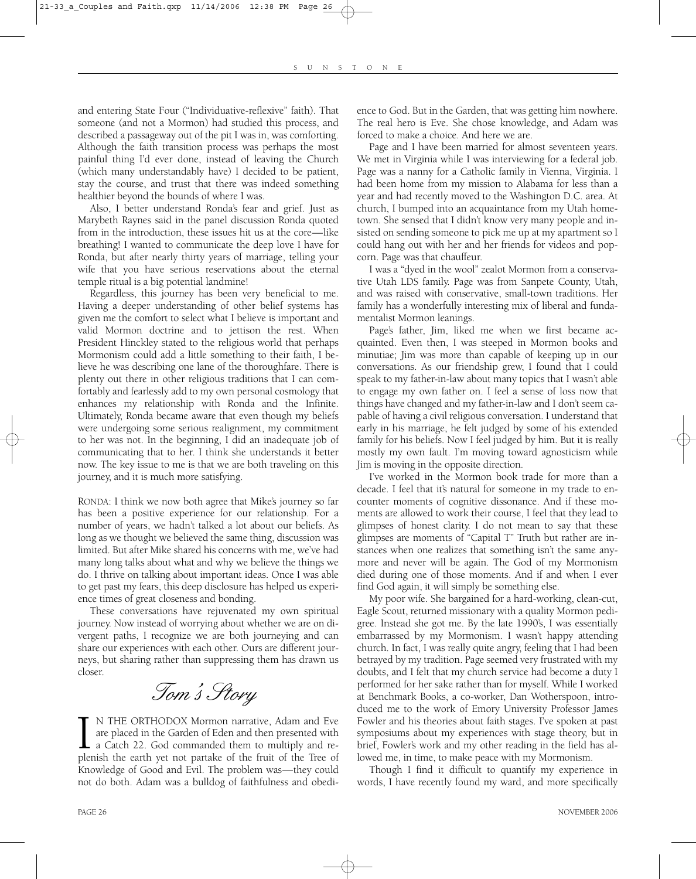and entering State Four ("Individuative-reflexive" faith). That someone (and not a Mormon) had studied this process, and described a passageway out of the pit I was in, was comforting. Although the faith transition process was perhaps the most painful thing I'd ever done, instead of leaving the Church (which many understandably have) I decided to be patient, stay the course, and trust that there was indeed something healthier beyond the bounds of where I was.

Also, I better understand Ronda's fear and grief. Just as Marybeth Raynes said in the panel discussion Ronda quoted from in the introduction, these issues hit us at the core—like breathing! I wanted to communicate the deep love I have for Ronda, but after nearly thirty years of marriage, telling your wife that you have serious reservations about the eternal temple ritual is a big potential landmine!

Regardless, this journey has been very beneficial to me. Having a deeper understanding of other belief systems has given me the comfort to select what I believe is important and valid Mormon doctrine and to jettison the rest. When President Hinckley stated to the religious world that perhaps Mormonism could add a little something to their faith, I believe he was describing one lane of the thoroughfare. There is plenty out there in other religious traditions that I can comfortably and fearlessly add to my own personal cosmology that enhances my relationship with Ronda and the Infinite. Ultimately, Ronda became aware that even though my beliefs were undergoing some serious realignment, my commitment to her was not. In the beginning, I did an inadequate job of communicating that to her. I think she understands it better now. The key issue to me is that we are both traveling on this journey, and it is much more satisfying.

RONDA: I think we now both agree that Mike's journey so far has been a positive experience for our relationship. For a number of years, we hadn't talked a lot about our beliefs. As long as we thought we believed the same thing, discussion was limited. But after Mike shared his concerns with me, we've had many long talks about what and why we believe the things we do. I thrive on talking about important ideas. Once I was able to get past my fears, this deep disclosure has helped us experience times of great closeness and bonding.

These conversations have rejuvenated my own spiritual journey. Now instead of worrying about whether we are on divergent paths, I recognize we are both journeying and can share our experiences with each other. Ours are different journeys, but sharing rather than suppressing them has drawn us closer.

## *Tom's Story*

IN THE ORTHODOX Mormon narrative, Adam and Eve are placed in the Garden of Eden and then presented with a Catch 22. God commanded them to multiply and replenish the earth yet not partake of the fruit of the Tree of Knowledge of Good and Evil. The problem was—they could not do both. Adam was a bulldog of faithfulness and obedience to God. But in the Garden, that was getting him nowhere. The real hero is Eve. She chose knowledge, and Adam was forced to make a choice. And here we are.

Page and I have been married for almost seventeen years. We met in Virginia while I was interviewing for a federal job. Page was a nanny for a Catholic family in Vienna, Virginia. I had been home from my mission to Alabama for less than a year and had recently moved to the Washington D.C. area. At church, I bumped into an acquaintance from my Utah hometown. She sensed that I didn't know very many people and insisted on sending someone to pick me up at my apartment so I could hang out with her and her friends for videos and popcorn. Page was that chauffeur.

I was a "dyed in the wool" zealot Mormon from a conservative Utah LDS family. Page was from Sanpete County, Utah, and was raised with conservative, small-town traditions. Her family has a wonderfully interesting mix of liberal and fundamentalist Mormon leanings.

Page's father, Jim, liked me when we first became acquainted. Even then, I was steeped in Mormon books and minutiae; Jim was more than capable of keeping up in our conversations. As our friendship grew, I found that I could speak to my father-in-law about many topics that I wasn't able to engage my own father on. I feel a sense of loss now that things have changed and my father-in-law and I don't seem capable of having a civil religious conversation. I understand that early in his marriage, he felt judged by some of his extended family for his beliefs. Now I feel judged by him. But it is really mostly my own fault. I'm moving toward agnosticism while Jim is moving in the opposite direction.

I've worked in the Mormon book trade for more than a decade. I feel that it's natural for someone in my trade to encounter moments of cognitive dissonance. And if these moments are allowed to work their course, I feel that they lead to glimpses of honest clarity. I do not mean to say that these glimpses are moments of "Capital T" Truth but rather are instances when one realizes that something isn't the same anymore and never will be again. The God of my Mormonism died during one of those moments. And if and when I ever find God again, it will simply be something else.

My poor wife. She bargained for a hard-working, clean-cut, Eagle Scout, returned missionary with a quality Mormon pedigree. Instead she got me. By the late 1990's, I was essentially embarrassed by my Mormonism. I wasn't happy attending church. In fact, I was really quite angry, feeling that I had been betrayed by my tradition. Page seemed very frustrated with my doubts, and I felt that my church service had become a duty I performed for her sake rather than for myself. While I worked at Benchmark Books, a co-worker, Dan Wotherspoon, introduced me to the work of Emory University Professor James Fowler and his theories about faith stages. I've spoken at past symposiums about my experiences with stage theory, but in brief, Fowler's work and my other reading in the field has allowed me, in time, to make peace with my Mormonism.

Though I find it difficult to quantify my experience in words, I have recently found my ward, and more specifically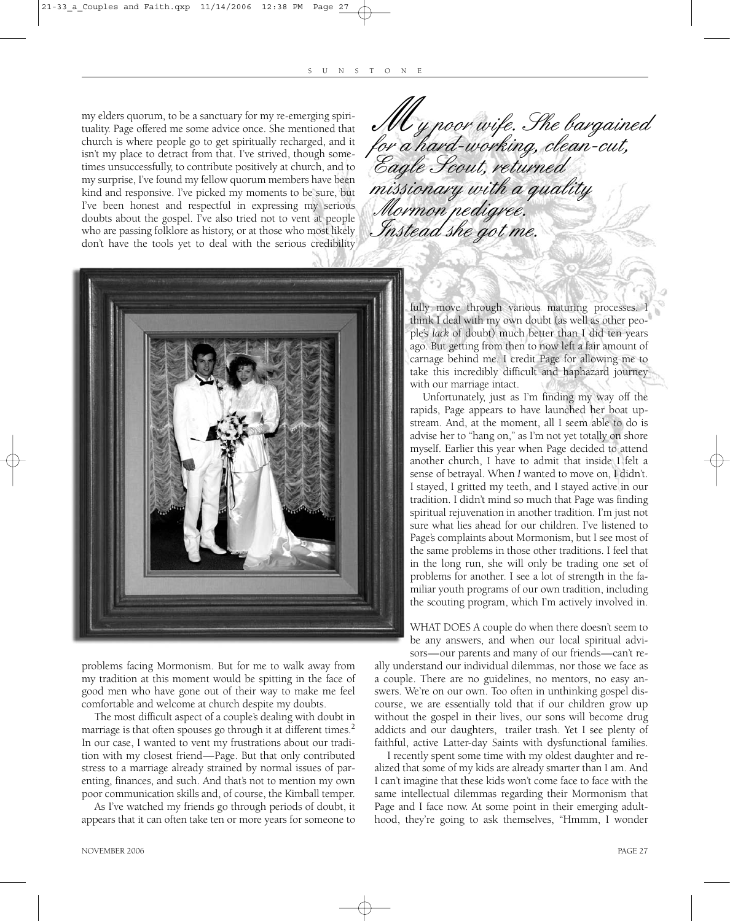my elders quorum, to be a sanctuary for my re-emerging spirituality. Page offered me some advice once. She mentioned that church is where people go to get spiritually recharged, and it isn't my place to detract from that. I've strived, though sometimes unsuccessfully, to contribute positively at church, and to my surprise, I've found my fellow quorum members have been kind and responsive. I've picked my moments to be sure, but I've been honest and respectful in expressing my serious doubts about the gospel. I've also tried not to vent at people who are passing folklore as history, or at those who most likely don't have the tools yet to deal with the serious credibility problems facing Mormonism. But for me to walk away from my tradition at this moment would be spitting in the face of good men who have gone out of their way to make me feel comfortable and welcome at church despite my doubts.

*My poor wife. She bargained for a hard-working, clean-cut, Eagle Scout, returned missionary with a quality Mormon pedigree. Instead she got me.*

The most difficult aspect of a couple's dealing with doubt in marriage is that often spouses go through it at different times.[2] In our case, I wanted to vent my frustrations about our tradition with my closest friend—Page. But that only contributed stress to a marriage already strained by normal issues of parenting, finances, and such. And that's not to mention my own poor communication skills and, of course, the Kimball temper.

As I've watched my friends go through periods of doubt, it appears that it can often take ten or more years for someone to fully move through various maturing processes. I think I deal with my own doubt (as well as other people's *lack* of doubt) much better than I did ten years ago. But getting from then to now left a fair amount of carnage behind me. I credit Page for allowing me to take this incredibly difficult and haphazard journey with our marriage intact.

Unfortunately, just as I'm finding my way off the rapids, Page appears to have launched her boat upstream. And, at the moment, all I seem able to do is advise her to "hang on," as I'm not yet totally on shore myself. Earlier this year when Page decided to attend another church, I have to admit that inside I felt a sense of betrayal. When *I* wanted to move on, I didn't. I stayed, I gritted my teeth, and I stayed active in our tradition. I didn't mind so much that Page was finding spiritual rejuvenation in another tradition. I'm just not sure what lies ahead for our children. I've listened to Page's complaints about Mormonism, but I see most of the same problems in those other traditions. I feel that in the long run, she will only be trading one set of problems for another. I see a lot of strength in the familiar youth programs of our own tradition, including the scouting program, which I'm actively involved in.

WHAT DOES A couple do when there doesn't seem to be any answers, and when our local spiritual advisors—our parents and many of our friends—can't really understand our individual dilemmas, nor those we face as a couple. There are no guidelines, no mentors, no easy answers. We're on our own. Too often in unthinking gospel discourse, we are essentially told that if our children grow up without the gospel in their lives, our sons will become drug addicts and our daughters, trailer trash. Yet I see plenty of faithful, active Latter-day Saints with dysfunctional families.

I recently spent some time with my oldest daughter and realized that some of my kids are already smarter than I am. And I can't imagine that these kids won't come face to face with the same intellectual dilemmas regarding their Mormonism that Page and I face now. At some point in their emerging adulthood, they're going to ask themselves, "Hmmm, I wonder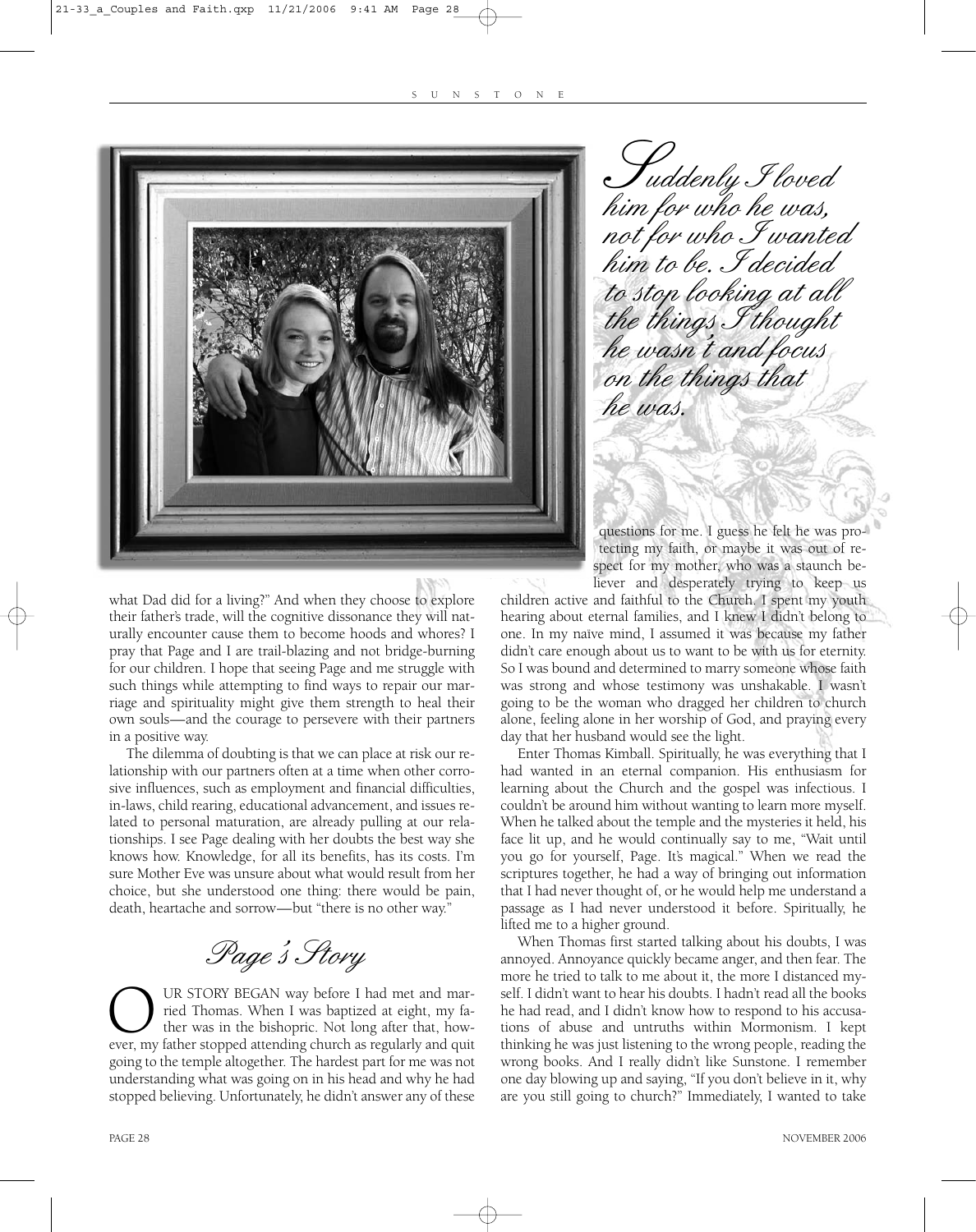*Suddenly I loved him for who he was, not for who I wanted him to be. I decided to stop looking at all the things I thought he wasn't and focus on the things that he was.*

what Dad did for a living?" And when they choose to explore their father's trade, will the cognitive dissonance they will naturally encounter cause them to become hoods and whores? I pray that Page and I are trail-blazing and not bridge-burning for our children. I hope that seeing Page and me struggle with such things while attempting to find ways to repair our marriage and spirituality might give them strength to heal their own souls—and the courage to persevere with their partners in a positive way.

The dilemma of doubting is that we can place at risk our relationship with our partners often at a time when other corrosive influences, such as employment and financial difficulties, in-laws, child rearing, educational advancement, and issues related to personal maturation, are already pulling at our relationships. I see Page dealing with her doubts the best way she knows how. Knowledge, for all its benefits, has its costs. I'm sure Mother Eve was unsure about what would result from her choice, but she understood one thing: there would be pain, death, heartache and sorrow—but "there is no other way."

## *Page's Story*

OUR STORY BEGAN way before I had met and married Thomas. When I was baptized at eight, my father was in the bishopric. Not long after that, however, my father stopped attending church as regularly and quit going to the temple altogether. The hardest part for me was not understanding what was going on in his head and why he had stopped believing. Unfortunately, he didn't answer any of these questions for me. I guess he felt he was protecting my faith, or maybe it was out of respect for my mother, who was a staunch believer and desperately trying to keep us children active and faithful to the Church. I spent my youth hearing about eternal families, and I knew I didn't belong to one. In my naïve mind, I assumed it was because my father didn't care enough about us to want to be with us for eternity. So I was bound and determined to marry someone whose faith was strong and whose testimony was unshakable. I wasn't going to be the woman who dragged her children to church alone, feeling alone in her worship of God, and praying every day that her husband would see the light.

Enter Thomas Kimball. Spiritually, he was everything that I had wanted in an eternal companion. His enthusiasm for learning about the Church and the gospel was infectious. I couldn't be around him without wanting to learn more myself. When he talked about the temple and the mysteries it held, his face lit up, and he would continually say to me, "Wait until you go for yourself, Page. It's magical." When we read the scriptures together, he had a way of bringing out information that I had never thought of, or he would help me understand a passage as I had never understood it before. Spiritually, he lifted me to a higher ground.

When Thomas first started talking about his doubts, I was annoyed. Annoyance quickly became anger, and then fear. The more he tried to talk to me about it, the more I distanced myself. I didn't want to hear his doubts. I hadn't read all the books he had read, and I didn't know how to respond to his accusations of abuse and untruths within Mormonism. I kept thinking he was just listening to the wrong people, reading the wrong books. And I really didn't like Sunstone. I remember one day blowing up and saying, "If you don't believe in it, why are you still going to church?" Immediately, I wanted to take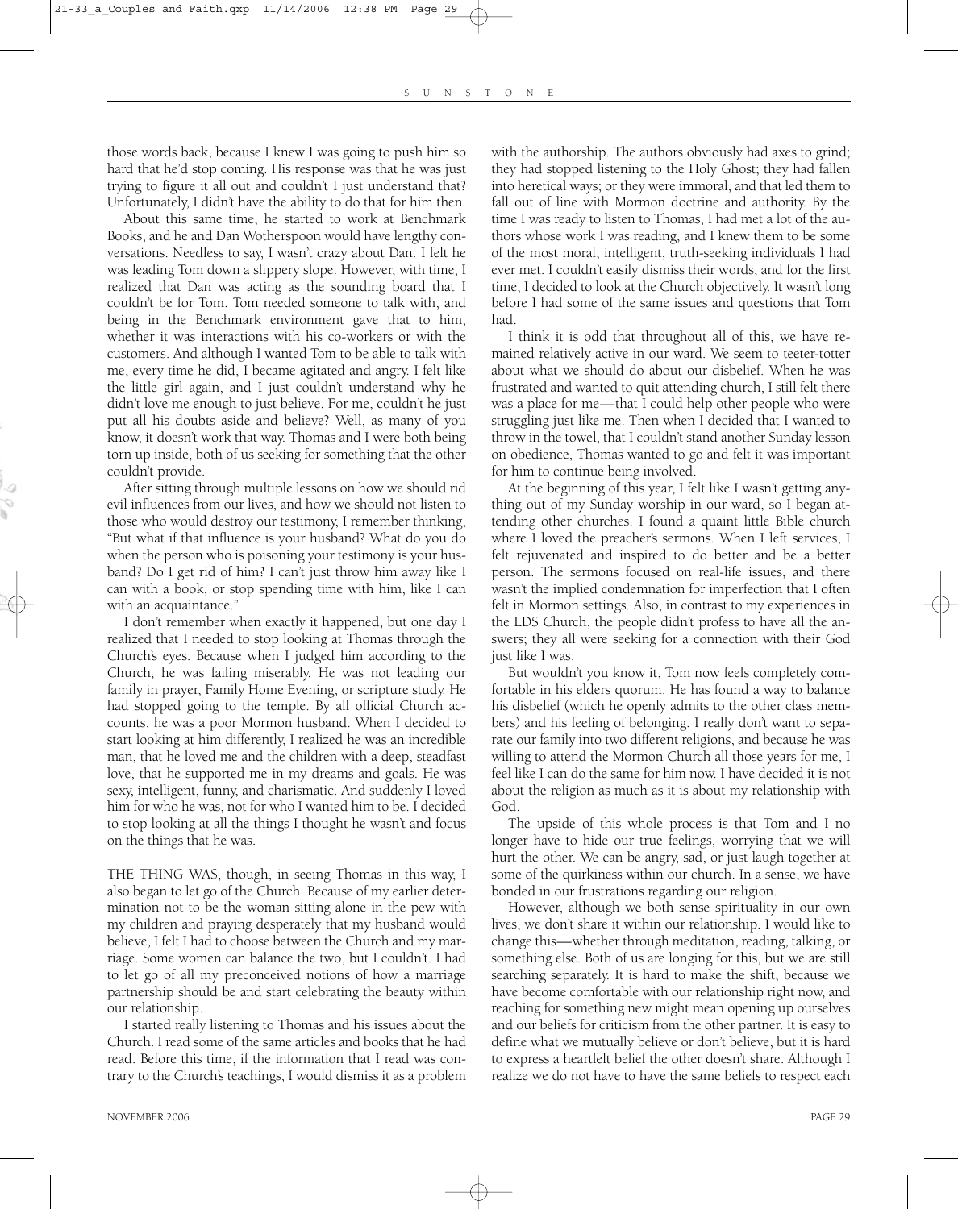those words back, because I knew I was going to push him so hard that he'd stop coming. His response was that he was just trying to figure it all out and couldn't I just understand that? Unfortunately, I didn't have the ability to do that for him then.

About this same time, he started to work at Benchmark Books, and he and Dan Wotherspoon would have lengthy conversations. Needless to say, I wasn't crazy about Dan. I felt he was leading Tom down a slippery slope. However, with time, I realized that Dan was acting as the sounding board that I couldn't be for Tom. Tom needed someone to talk with, and being in the Benchmark environment gave that to him, whether it was interactions with his co-workers or with the customers. And although I wanted Tom to be able to talk with me, every time he did, I became agitated and angry. I felt like the little girl again, and I just couldn't understand why he didn't love me enough to just believe. For me, couldn't he just put all his doubts aside and believe? Well, as many of you know, it doesn't work that way. Thomas and I were both being torn up inside, both of us seeking for something that the other couldn't provide.

After sitting through multiple lessons on how we should rid evil influences from our lives, and how we should not listen to those who would destroy our testimony, I remember thinking, "But what if that influence is your husband? What do you do when the person who is poisoning your testimony is your husband? Do I get rid of him? I can't just throw him away like I can with a book, or stop spending time with him, like I can with an acquaintance."

I don't remember when exactly it happened, but one day I realized that I needed to stop looking at Thomas through the Church's eyes. Because when I judged him according to the Church, he was failing miserably. He was not leading our family in prayer, Family Home Evening, or scripture study. He had stopped going to the temple. By all official Church accounts, he was a poor Mormon husband. When I decided to start looking at him differently, I realized he was an incredible man, that he loved me and the children with a deep, steadfast love, that he supported me in my dreams and goals. He was sexy, intelligent, funny, and charismatic. And suddenly I loved him for who he was, not for who I wanted him to be. I decided to stop looking at all the things I thought he wasn't and focus on the things that he was.

THE THING WAS, though, in seeing Thomas in this way, I also began to let go of the Church. Because of my earlier determination not to be the woman sitting alone in the pew with my children and praying desperately that my husband would believe, I felt I had to choose between the Church and my marriage. Some women can balance the two, but I couldn't. I had to let go of all my preconceived notions of how a marriage partnership should be and start celebrating the beauty within our relationship.

I started really listening to Thomas and his issues about the Church. I read some of the same articles and books that he had read. Before this time, if the information that I read was contrary to the Church's teachings, I would dismiss it as a problem with the authorship. The authors obviously had axes to grind; they had stopped listening to the Holy Ghost; they had fallen into heretical ways; or they were immoral, and that led them to fall out of line with Mormon doctrine and authority. By the time I was ready to listen to Thomas, I had met a lot of the authors whose work I was reading, and I knew them to be some of the most moral, intelligent, truth-seeking individuals I had ever met. I couldn't easily dismiss their words, and for the first time, I decided to look at the Church objectively. It wasn't long before I had some of the same issues and questions that Tom had.

I think it is odd that throughout all of this, we have remained relatively active in our ward. We seem to teeter-totter about what we should do about our disbelief. When he was frustrated and wanted to quit attending church, I still felt there was a place for me—that I could help other people who were struggling just like me. Then when I decided that I wanted to throw in the towel, that I couldn't stand another Sunday lesson on obedience, Thomas wanted to go and felt it was important for him to continue being involved.

At the beginning of this year, I felt like I wasn't getting anything out of my Sunday worship in our ward, so I began attending other churches. I found a quaint little Bible church where I loved the preacher's sermons. When I left services, I felt rejuvenated and inspired to do better and be a better person. The sermons focused on real-life issues, and there wasn't the implied condemnation for imperfection that I often felt in Mormon settings. Also, in contrast to my experiences in the LDS Church, the people didn't profess to have all the answers; they all were seeking for a connection with their God just like I was.

But wouldn't you know it, Tom now feels completely comfortable in his elders quorum. He has found a way to balance his disbelief (which he openly admits to the other class members) and his feeling of belonging. I really don't want to separate our family into two different religions, and because he was willing to attend the Mormon Church all those years for me, I feel like I can do the same for him now. I have decided it is not about the religion as much as it is about my relationship with God.

The upside of this whole process is that Tom and I no longer have to hide our true feelings, worrying that we will hurt the other. We can be angry, sad, or just laugh together at some of the quirkiness within our church. In a sense, we have bonded in our frustrations regarding our religion.

However, although we both sense spirituality in our own lives, we don't share it within our relationship. I would like to change this—whether through meditation, reading, talking, or something else. Both of us are longing for this, but we are still searching separately. It is hard to make the shift, because we have become comfortable with our relationship right now, and reaching for something new might mean opening up ourselves and our beliefs for criticism from the other partner. It is easy to define what we mutually believe or don't believe, but it is hard to express a heartfelt belief the other doesn't share. Although I realize we do not have to have the same beliefs to respect each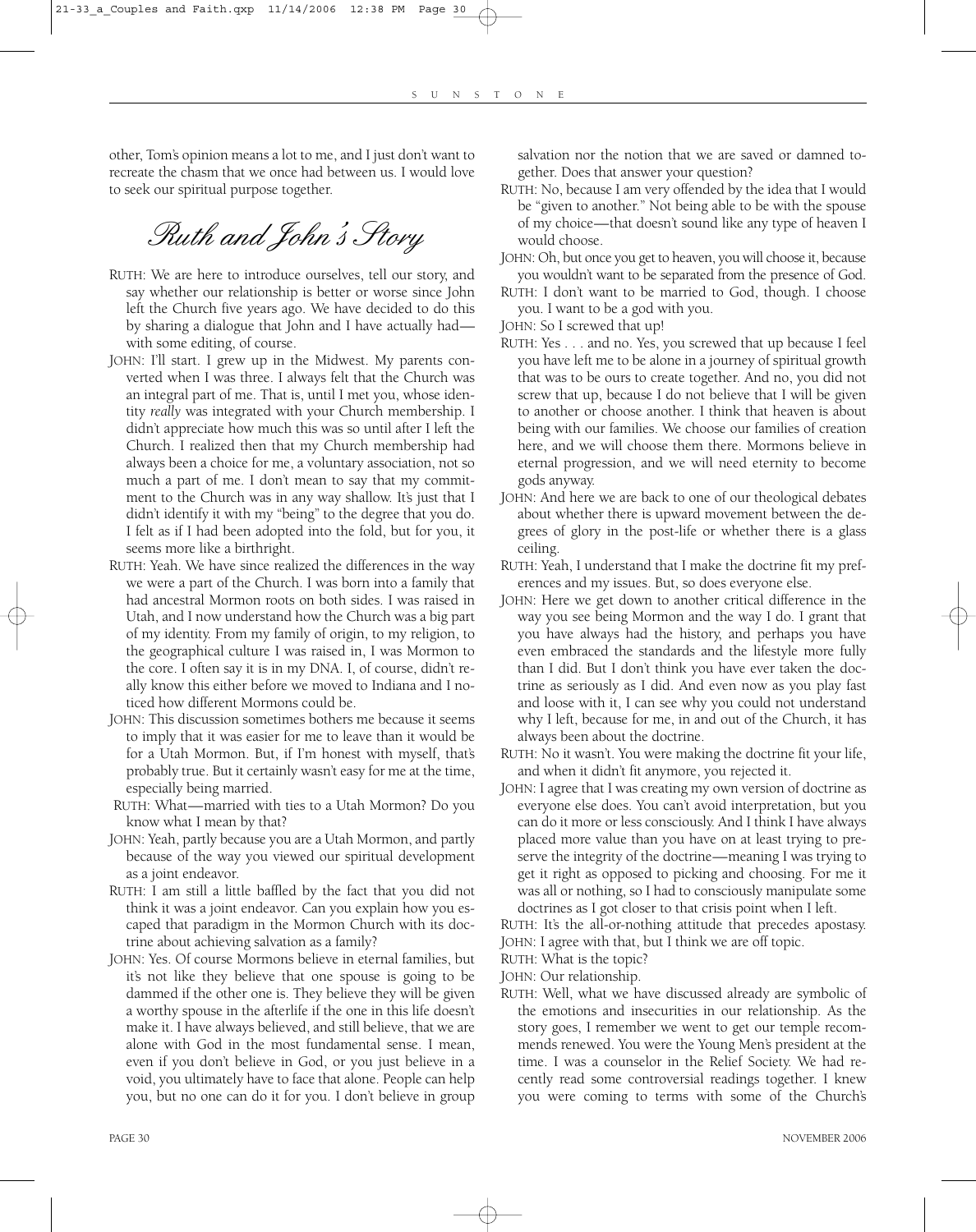other, Tom's opinion means a lot to me, and I just don't want to recreate the chasm that we once had between us. I would love to seek our spiritual purpose together.

## *Ruth and John's Story*

RUTH: We are here to introduce ourselves, tell our story, and say whether our relationship is better or worse since John left the Church five years ago. We have decided to do this by sharing a dialogue that John and I have actually had—with some editing, of course.

JOHN: I'll start. I grew up in the Midwest. My parents converted when I was three. I always felt that the Church was an integral part of me. That is, until I met you, whose identity *really* was integrated with your Church membership. I didn't appreciate how much this was so until after I left the Church. I realized then that my Church membership had always been a choice for me, a voluntary association, not so much a part of me. I don't mean to say that my commitment to the Church was in any way shallow. It's just that I didn't identify it with my "being" to the degree that you do. I felt as if I had been adopted into the fold, but for you, it seems more like a birthright.

RUTH: Yeah. We have since realized the differences in the way we were a part of the Church. I was born into a family that had ancestral Mormon roots on both sides. I was raised in Utah, and I now understand how the Church was a big part of my identity. From my family of origin, to my religion, to the geographical culture I was raised in, I was Mormon to the core. I often say it is in my DNA. I, of course, didn't really know this either before we moved to Indiana and I noticed how different Mormons could be.

JOHN: This discussion sometimes bothers me because it seems to imply that it was easier for me to leave than it would be for a Utah Mormon. But, if I'm honest with myself, that's probably true. But it certainly wasn't easy for me at the time, especially being married.

RUTH: What—married with ties to a Utah Mormon? Do you know what I mean by that?

JOHN: Yeah, partly because you are a Utah Mormon, and partly because of the way you viewed our spiritual development as a joint endeavor.

RUTH: I am still a little baffled by the fact that you did not think it was a joint endeavor. Can you explain how you escaped that paradigm in the Mormon Church with its doctrine about achieving salvation as a family?

JOHN: Yes. Of course Mormons believe in eternal families, but it's not like they believe that one spouse is going to be dammed if the other one is. They believe they will be given a worthy spouse in the afterlife if the one in this life doesn't make it. I have always believed, and still believe, that we are alone with God in the most fundamental sense. I mean, even if you don't believe in God, or you just believe in a void, you ultimately have to face that alone. People can help you, but no one can do it for you. I don't believe in group salvation nor the notion that we are saved or damned together. Does that answer your question?

RUTH: No, because I am very offended by the idea that I would be "given to another." Not being able to be with the spouse of my choice—that doesn't sound like any type of heaven I would choose.

JOHN: Oh, but once you get to heaven, you will choose it, because you wouldn't want to be separated from the presence of God.

RUTH: I don't want to be married to God, though. I choose you. I want to be a god with you.

JOHN: So I screwed that up!

RUTH: Yes . . . and no. Yes, you screwed that up because I feel you have left me to be alone in a journey of spiritual growth that was to be ours to create together. And no, you did not screw that up, because I do not believe that I will be given to another or choose another. I think that heaven is about being with our families. We choose our families of creation here, and we will choose them there. Mormons believe in eternal progression, and we will need eternity to become gods anyway.

JOHN: And here we are back to one of our theological debates about whether there is upward movement between the degrees of glory in the post-life or whether there is a glass ceiling.

RUTH: Yeah, I understand that I make the doctrine fit my preferences and my issues. But, so does everyone else.

JOHN: Here we get down to another critical difference in the way you see being Mormon and the way I do. I grant that you have always had the history, and perhaps you have even embraced the standards and the lifestyle more fully than I did. But I don't think you have ever taken the doctrine as seriously as I did. And even now as you play fast and loose with it, I can see why you could not understand why I left, because for me, in and out of the Church, it has always been about the doctrine.

RUTH: No it wasn't. You were making the doctrine fit your life, and when it didn't fit anymore, you rejected it.

JOHN: I agree that I was creating my own version of doctrine as everyone else does. You can't avoid interpretation, but you can do it more or less consciously. And I think I have always placed more value than you have on at least trying to preserve the integrity of the doctrine—meaning I was trying to get it right as opposed to picking and choosing. For me it was all or nothing, so I had to consciously manipulate some doctrines as I got closer to that crisis point when I left.

RUTH: It's the all-or-nothing attitude that precedes apostasy.

JOHN: I agree with that, but I think we are off topic.

RUTH: What is the topic?

JOHN: Our relationship.

RUTH: Well, what we have discussed already are symbolic of the emotions and insecurities in our relationship. As the story goes, I remember we went to get our temple recommends renewed. You were the Young Men's president at the time. I was a counselor in the Relief Society. We had recently read some controversial readings together. I knew you were coming to terms with some of the Church's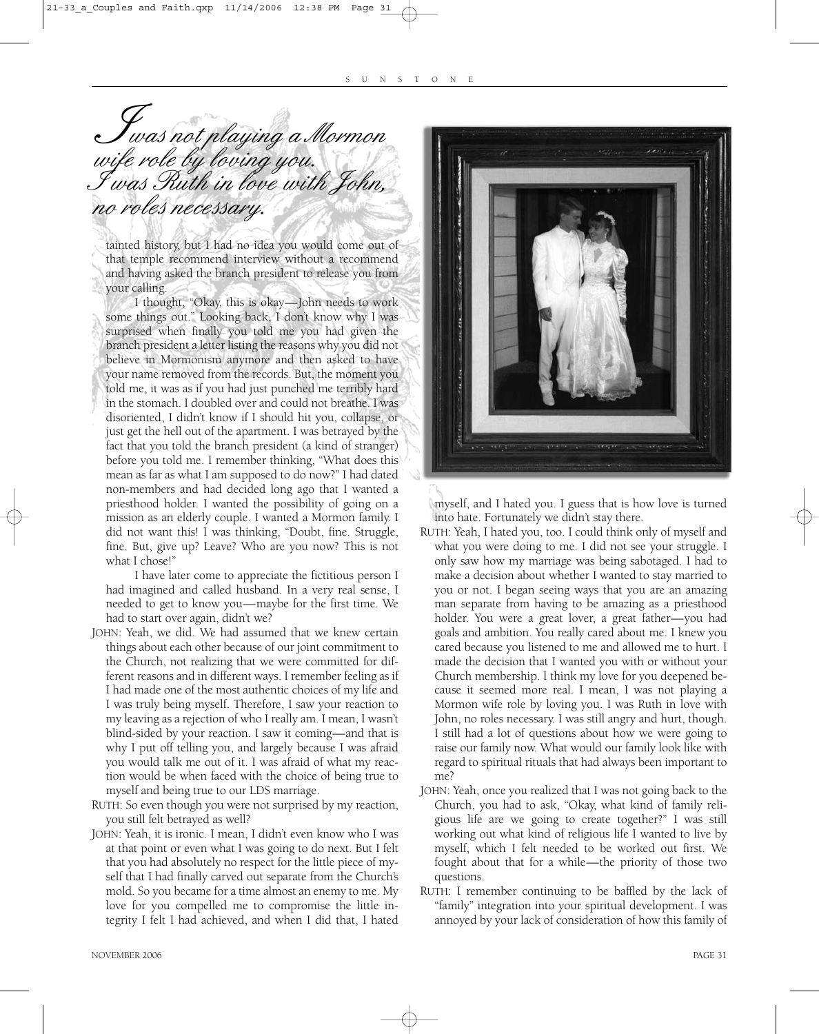*I was not playing a Mormon wife role by loving you. I was Ruth in love with John, no roles necessary.*

tainted history, but I had no idea you would come out of that temple recommend interview without a recommend and having asked the branch president to release you from your calling.

I thought, "Okay, this is okay—John needs to work some things out." Looking back, I don't know why I was surprised when finally you told me you had given the branch president a letter listing the reasons why you did not believe in Mormonism anymore and then asked to have your name removed from the records. But, the moment you told me, it was as if you had just punched me terribly hard in the stomach. I doubled over and could not breathe. I was disoriented, I didn't know if I should hit you, collapse, or just get the hell out of the apartment. I was betrayed by the fact that you told the branch president (a kind of stranger) before you told me. I remember thinking, "What does this mean as far as what I am supposed to do now?" I had dated non-members and had decided long ago that I wanted a priesthood holder. I wanted the possibility of going on a mission as an elderly couple. I wanted a Mormon family. I did not want this! I was thinking, "Doubt, fine. Struggle, fine. But, give up? Leave? Who are you now? This is not what I chose!"

I have later come to appreciate the fictitious person I had imagined and called husband. In a very real sense, I needed to get to know you—maybe for the first time. We had to start over again, didn't we?

JOHN: Yeah, we did. We had assumed that we knew certain things about each other because of our joint commitment to the Church, not realizing that we were committed for different reasons and in different ways. I remember feeling as if I had made one of the most authentic choices of my life and I was truly being myself. Therefore, I saw your reaction to my leaving as a rejection of who I really am. I mean, I wasn't blind-sided by your reaction. I saw it coming—and that is why I put off telling you, and largely because I was afraid you would talk me out of it. I was afraid of what my reaction would be when faced with the choice of being true to myself and being true to our LDS marriage.

RUTH: So even though you were not surprised by my reaction, you still felt betrayed as well?

JOHN: Yeah, it is ironic. I mean, I didn't even know who I was at that point or even what I was going to do next. But I felt that you had absolutely no respect for the little piece of myself that I had finally carved out separate from the Church's mold. So you became for a time almost an enemy to me. My love for you compelled me to compromise the little integrity I felt I had achieved, and when I did that, I hated myself, and I hated you. I guess that is how love is turned into hate. Fortunately we didn't stay there.

RUTH: Yeah, I hated you, too. I could think only of myself and what you were doing to me. I did not see your struggle. I only saw how my marriage was being sabotaged. I had to make a decision about whether I wanted to stay married to you or not. I began seeing ways that you are an amazing man separate from having to be amazing as a priesthood holder. You were a great lover, a great father—you had goals and ambition. You really cared about me. I knew you cared because you listened to me and allowed me to hurt. I made the decision that I wanted you with or without your Church membership. I think my love for you deepened because it seemed more real. I mean, I was not playing a Mormon wife role by loving you. I was Ruth in love with John, no roles necessary. I was still angry and hurt, though. I still had a lot of questions about how we were going to raise our family now. What would our family look like with regard to spiritual rituals that had always been important to me?

JOHN: Yeah, once you realized that I was not going back to the Church, you had to ask, "Okay, what kind of family religious life are we going to create together?" I was still working out what kind of religious life I wanted to live by myself, which I felt needed to be worked out first. We fought about that for a while—the priority of those two questions.

RUTH: I remember continuing to be baffled by the lack of "family" integration into your spiritual development. I was annoyed by your lack of consideration of how this family of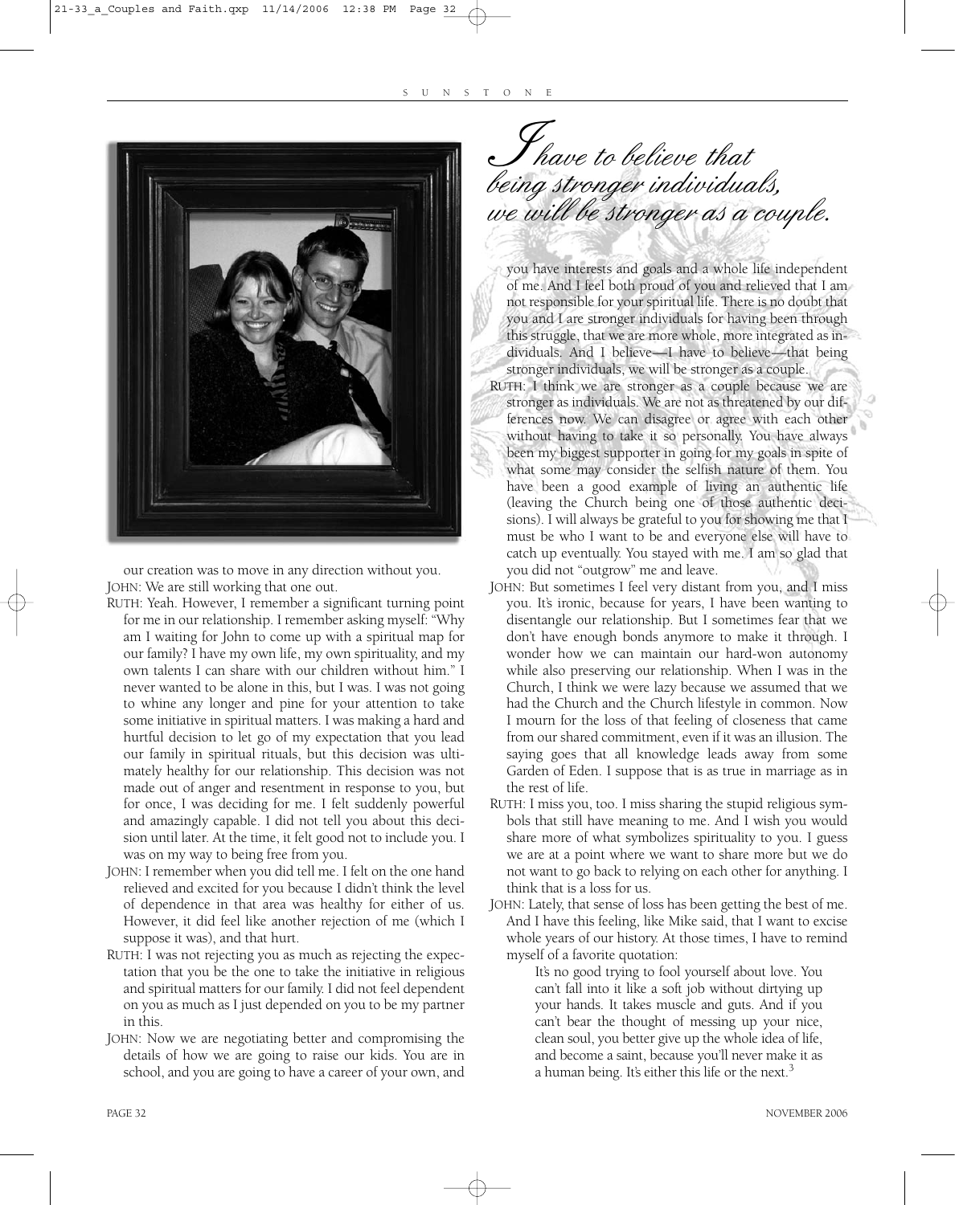our creation was to move in any direction without you.

JOHN: We are still working that one out.

RUTH: Yeah. However, I remember a significant turning point for me in our relationship. I remember asking myself: "Why am I waiting for John to come up with a spiritual map for our family? I have my own life, my own spirituality, and my own talents I can share with our children without him." I never wanted to be alone in this, but I was. I was not going to whine any longer and pine for your attention to take some initiative in spiritual matters. I was making a hard and hurtful decision to let go of my expectation that you lead our family in spiritual rituals, but this decision was ultimately healthy for our relationship. This decision was not made out of anger and resentment in response to you, but for once, I was deciding for me. I felt suddenly powerful and amazingly capable. I did not tell you about this decision until later. At the time, it felt good not to include you. I was on my way to being free from you.

JOHN: I remember when you did tell me. I felt on the one hand relieved and excited for you because I didn't think the level of dependence in that area was healthy for either of us. However, it did feel like another rejection of me (which I suppose it was), and that hurt.

RUTH: I was not rejecting you as much as rejecting the expectation that you be the one to take the initiative in religious and spiritual matters for our family. I did not feel dependent on you as much as I just depended on you to be my partner in this.

JOHN: Now we are negotiating better and compromising the details of how we are going to raise our kids. You are in school, and you are going to have a career of your own, and you have interests and goals and a whole life independent of me. And I feel both proud of you and relieved that I am not responsible for your spiritual life. There is no doubt that you and I are stronger individuals for having been through this struggle, that we are more whole, more integrated as individuals. And I believe—I have to believe—that being stronger individuals, we will be stronger as a couple.

*I have to believe that being stronger individuals, we will be stronger as a couple.*

RUTH: I think we are stronger as a couple because we are stronger as individuals. We are not as threatened by our differences now. We can disagree or agree with each other without having to take it so personally. You have always been my biggest supporter in going for my goals in spite of what some may consider the selfish nature of them. You have been a good example of living an authentic life (leaving the Church being one of those authentic decisions). I will always be grateful to you for showing me that I must be who I want to be and everyone else will have to catch up eventually. You stayed with me. I am so glad that you did not "outgrow" me and leave.

JOHN: But sometimes I feel very distant from you, and I miss you. It's ironic, because for years, I have been wanting to disentangle our relationship. But I sometimes fear that we don't have enough bonds anymore to make it through. I wonder how we can maintain our hard-won autonomy while also preserving our relationship. When I was in the Church, I think we were lazy because we assumed that we had the Church and the Church lifestyle in common. Now I mourn for the loss of that feeling of closeness that came from our shared commitment, even if it was an illusion. The saying goes that all knowledge leads away from some Garden of Eden. I suppose that is as true in marriage as in the rest of life.

RUTH: I miss you, too. I miss sharing the stupid religious symbols that still have meaning to me. And I wish you would share more of what symbolizes spirituality to you. I guess we are at a point where we want to share more but we do not want to go back to relying on each other for anything. I think that is a loss for us.

JOHN: Lately, that sense of loss has been getting the best of me. And I have this feeling, like Mike said, that I want to excise whole years of our history. At those times, I have to remind myself of a favorite quotation:

> It's no good trying to fool yourself about love. You can't fall into it like a soft job without dirtying up your hands. It takes muscle and guts. And if you can't bear the thought of messing up your nice, clean soul, you better give up the whole idea of life, and become a saint, because you'll never make it as a human being. It's either this life or the next.[3]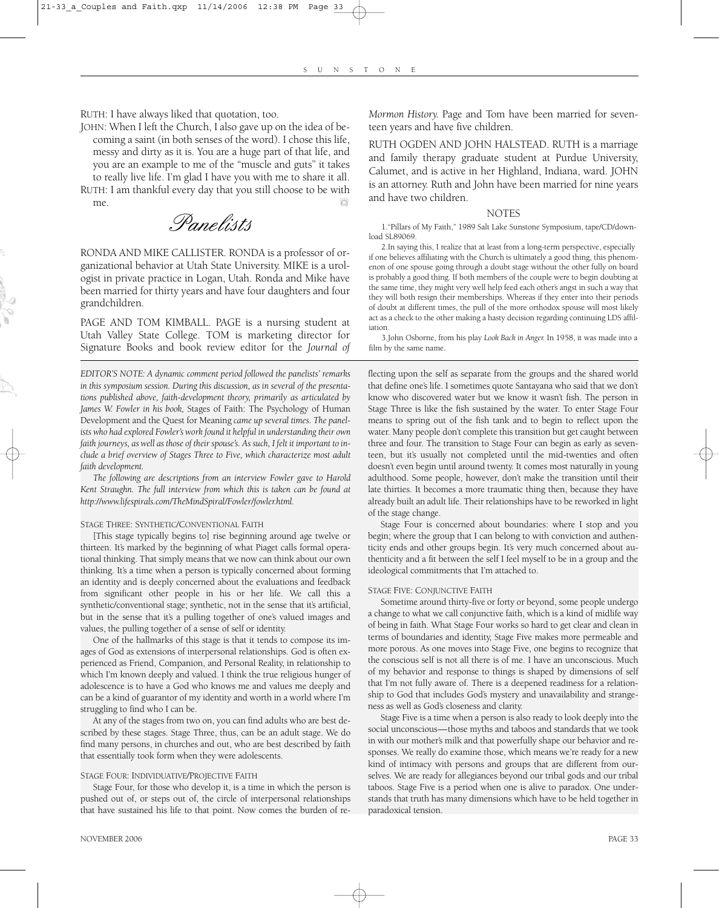RUTH: I have always liked that quotation, too.

JOHN: When I left the Church, I also gave up on the idea of becoming a saint (in both senses of the word). I chose this life, messy and dirty as it is. You are a huge part of that life, and you are an example to me of the "muscle and guts" it takes to really live life. I'm glad I have you with me to share it all.

RUTH: I am thankful every day that you still choose to be with me.

## *Panelists*

RONDA AND MIKE CALLISTER. RONDA is a professor of organizational behavior at Utah State University. MIKE is a urologist in private practice in Logan, Utah. Ronda and Mike have been married for thirty years and have four daughters and four grandchildren.

PAGE AND TOM KIMBALL. PAGE is a nursing student at Utah Valley State College. TOM is marketing director for Signature Books and book review editor for the *Journal of Mormon History.* Page and Tom have been married for seventeen years and have five children.

RUTH OGDEN AND JOHN HALSTEAD. RUTH is a marriage and family therapy graduate student at Purdue University, Calumet, and is active in her Highland, Indiana, ward. JOHN is an attorney. Ruth and John have been married for nine years and have two children.

### NOTES

1. "Pillars of My Faith," 1989 Salt Lake Sunstone Symposium, tape/CD/download SL89069.

2. In saying this, I realize that at least from a long-term perspective, especially if one believes affiliating with the Church is ultimately a good thing, this phenomenon of one spouse going through a doubt stage without the other fully on board is probably a good thing. If both members of the couple were to begin doubting at the same time, they might very well help feed each other's angst in such a way that they will both resign their memberships. Whereas if they enter into their periods of doubt at different times, the pull of the more orthodox spouse will most likely act as a check to the other making a hasty decision regarding continuing LDS affiliation.

3. John Osborne, from his play *Look Back in Anger.* In 1958, it was made into a film by the same name.

---

*EDITOR'S NOTE: A dynamic comment period followed the panelists' remarks in this symposium session. During this discussion, as in several of the presentations published above, faith-development theory, primarily as articulated by James W. Fowler in his book,* Stages of Faith: The Psychology of Human Development and the Quest for Meaning *came up several times. The panelists who had explored Fowler's work found it helpful in understanding their own faith journeys, as well as those of their spouse's. As such, I felt it important to include a brief overview of Stages Three to Five, which characterize most adult faith development.*

*The following are descriptions from an interview Fowler gave to Harold Kent Straughn. The full interview from which this is taken can be found at http://www.lifespirals.com/TheMindSpiral/Fowler/fowler.html.*

### STAGE THREE: SYNTHETIC/CONVENTIONAL FAITH

[This stage typically begins to] rise beginning around age twelve or thirteen. It's marked by the beginning of what Piaget calls formal operational thinking. That simply means that we now can think about our own thinking. It's a time when a person is typically concerned about forming an identity and is deeply concerned about the evaluations and feedback from significant other people in his or her life. We call this a synthetic/conventional stage; synthetic, not in the sense that it's artificial, but in the sense that it's a pulling together of one's valued images and values, the pulling together of a sense of self or identity.

One of the hallmarks of this stage is that it tends to compose its images of God as extensions of interpersonal relationships. God is often experienced as Friend, Companion, and Personal Reality, in relationship to which I'm known deeply and valued. I think the true religious hunger of adolescence is to have a God who knows me and values me deeply and can be a kind of guarantor of my identity and worth in a world where I'm struggling to find who I can be.

At any of the stages from two on, you can find adults who are best described by these stages. Stage Three, thus, can be an adult stage. We do find many persons, in churches and out, who are best described by faith that essentially took form when they were adolescents.

### STAGE FOUR: INDIVIDUATIVE/PROJECTIVE FAITH

Stage Four, for those who develop it, is a time in which the person is pushed out of, or steps out of, the circle of interpersonal relationships that have sustained his life to that point. Now comes the burden of reflecting upon the self as separate from the groups and the shared world that define one's life. I sometimes quote Santayana who said that we don't know who discovered water but we know it wasn't fish. The person in Stage Three is like the fish sustained by the water. To enter Stage Four means to spring out of the fish tank and to begin to reflect upon the water. Many people don't complete this transition but get caught between three and four. The transition to Stage Four can begin as early as seventeen, but it's usually not completed until the mid-twenties and often doesn't even begin until around twenty. It comes most naturally in young adulthood. Some people, however, don't make the transition until their late thirties. It becomes a more traumatic thing then, because they have already built an adult life. Their relationships have to be reworked in light of the stage change.

Stage Four is concerned about boundaries: where I stop and you begin; where the group that I can belong to with conviction and authenticity ends and other groups begin. It's very much concerned about authenticity and a fit between the self I feel myself to be in a group and the ideological commitments that I'm attached to.

### STAGE FIVE: CONJUNCTIVE FAITH

Sometime around thirty-five or forty or beyond, some people undergo a change to what we call conjunctive faith, which is a kind of midlife way of being in faith. What Stage Four works so hard to get clear and clean in terms of boundaries and identity, Stage Five makes more permeable and more porous. As one moves into Stage Five, one begins to recognize that the conscious self is not all there is of me. I have an unconscious. Much of my behavior and response to things is shaped by dimensions of self that I'm not fully aware of. There is a deepened readiness for a relationship to God that includes God's mystery and unavailability and strangeness as well as God's closeness and clarity.

Stage Five is a time when a person is also ready to look deeply into the social unconscious—those myths and taboos and standards that we took in with our mother's milk and that powerfully shape our behavior and responses. We really do examine those, which means we're ready for a new kind of intimacy with persons and groups that are different from ourselves. We are ready for allegiances beyond our tribal gods and our tribal taboos. Stage Five is a period when one is alive to paradox. One understands that truth has many dimensions which have to be held together in paradoxical tension.